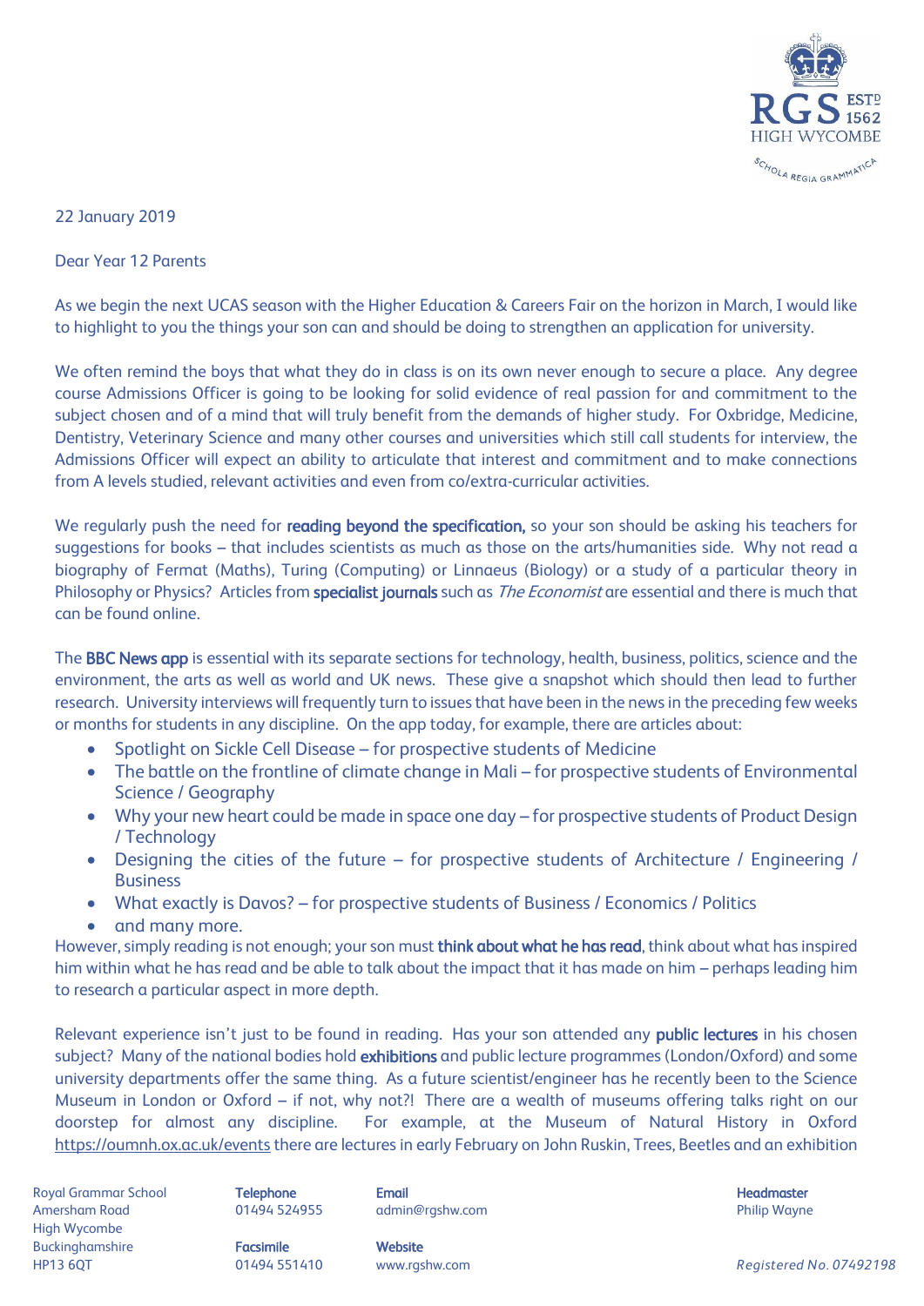22 January 2019

Dear Year 12 Parents

As we begin the next UCAS season with the Higher Education & Careers Fair on the horizon in March, I would like to highlight to you the things your son can and should be doing to strengthen an application for university.

We often remind the boys that what they do in class is on its own never enough to secure a place. Any degree course Admissions Officer is going to be looking for solid evidence of real passion for and commitment to the subject chosen and of a mind that will truly benefit from the demands of higher study. For Oxbridge, Medicine, Dentistry, Veterinary Science and many other courses and universities which still call students for interview, the Admissions Officer will expect an ability to articulate that interest and commitment and to make connections from A levels studied, relevant activities and even from co/extra-curricular activities.

We regularly push the need for **reading beyond the specification,** so your son should be asking his teachers for suggestions for books – that includes scientists as much as those on the arts/humanities side. Why not read a biography of Fermat (Maths), Turing (Computing) or Linnaeus (Biology) or a study of a particular theory in Philosophy or Physics? Articles from **specialist journals** such as *The Economist* are essential and there is much that can be found online.

The **BBC News app** is essential with its separate sections for technology, health, business, politics, science and the environment, the arts as well as world and UK news. These give a snapshot which should then lead to further research. University interviews will frequently turn to issues that have been in the news in the preceding few weeks or months for students in any discipline. On the app today, for example, there are articles about:

- Spotlight on Sickle Cell Disease – for prospective students of Medicine
- The battle on the frontline of climate change in Mali – for prospective students of Environmental Science / Geography
- Why your new heart could be made in space one day – for prospective students of Product Design / Technology
- Designing the cities of the future – for prospective students of Architecture / Engineering / Business
- What exactly is Davos? – for prospective students of Business / Economics / Politics
- and many more.

However, simply reading is not enough; your son must **think about what he has read**, think about what has inspired him within what he has read and be able to talk about the impact that it has made on him – perhaps leading him to research a particular aspect in more depth.

Relevant experience isn't just to be found in reading. Has your son attended any **public lectures** in his chosen subject? Many of the national bodies hold **exhibitions** and public lecture programmes (London/Oxford) and some university departments offer the same thing. As a future scientist/engineer has he recently been to the Science Museum in London or Oxford – if not, why not?! There are a wealth of museums offering talks right on our doorstep for almost any discipline. For example, at the Museum of Natural History in Oxford https://oumnh.ox.ac.uk/events there are lectures in early February on John Ruskin, Trees, Beetles and an exhibition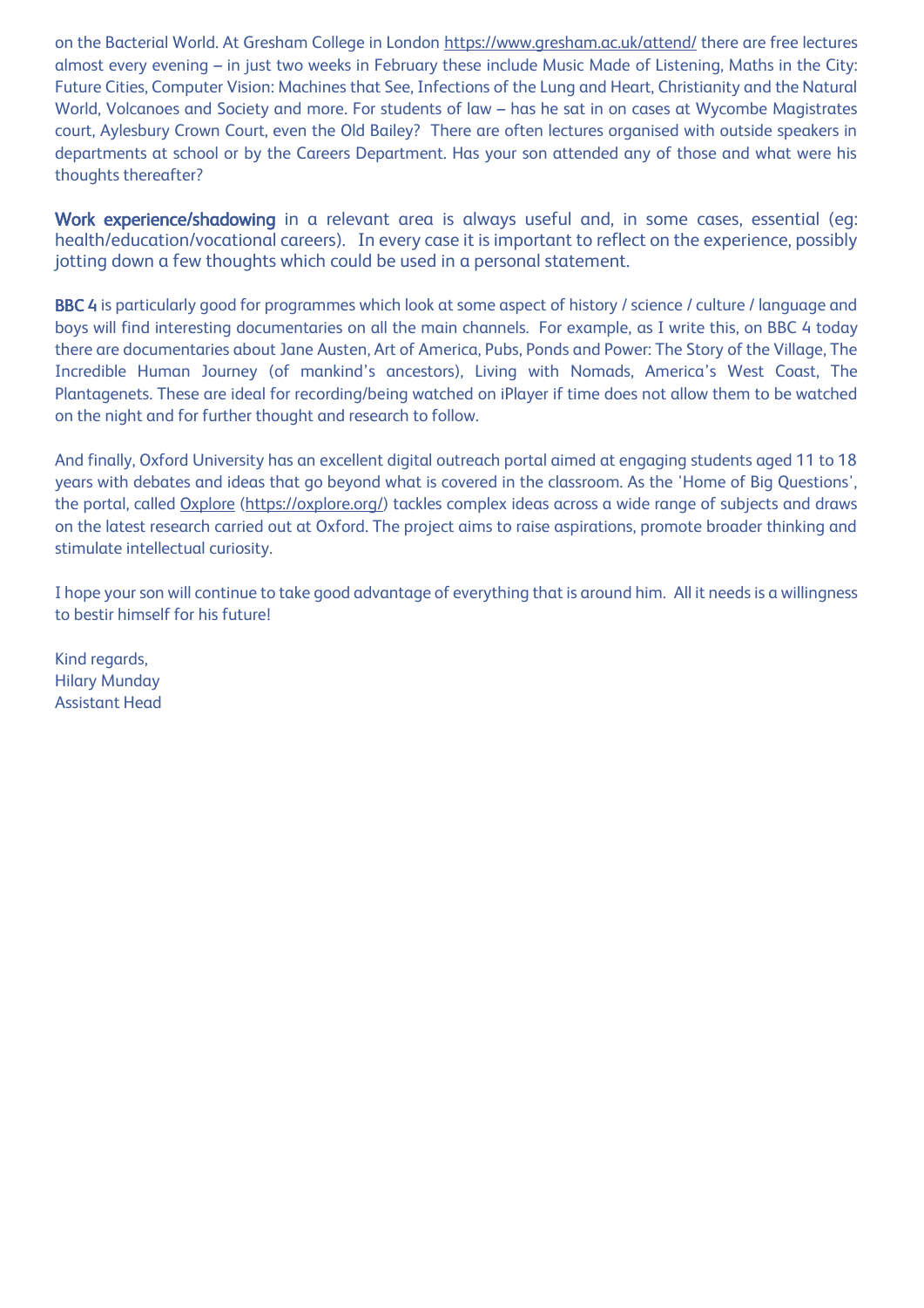on the Bacterial World. At Gresham College in London https://www.gresham.ac.uk/attend/ there are free lectures almost every evening – in just two weeks in February these include Music Made of Listening, Maths in the City: Future Cities, Computer Vision: Machines that See, Infections of the Lung and Heart, Christianity and the Natural World, Volcanoes and Society and more. For students of law – has he sat in on cases at Wycombe Magistrates court, Aylesbury Crown Court, even the Old Bailey? There are often lectures organised with outside speakers in departments at school or by the Careers Department. Has your son attended any of those and what were his thoughts thereafter?

**Work experience/shadowing** in a relevant area is always useful and, in some cases, essential (eg: health/education/vocational careers). In every case it is important to reflect on the experience, possibly jotting down a few thoughts which could be used in a personal statement.

**BBC 4** is particularly good for programmes which look at some aspect of history / science / culture / language and boys will find interesting documentaries on all the main channels. For example, as I write this, on BBC 4 today there are documentaries about Jane Austen, Art of America, Pubs, Ponds and Power: The Story of the Village, The Incredible Human Journey (of mankind's ancestors), Living with Nomads, America's West Coast, The Plantagenets. These are ideal for recording/being watched on iPlayer if time does not allow them to be watched on the night and for further thought and research to follow.

And finally, Oxford University has an excellent digital outreach portal aimed at engaging students aged 11 to 18 years with debates and ideas that go beyond what is covered in the classroom. As the 'Home of Big Questions', the portal, called Oxplore (https://oxplore.org/) tackles complex ideas across a wide range of subjects and draws on the latest research carried out at Oxford. The project aims to raise aspirations, promote broader thinking and stimulate intellectual curiosity.

I hope your son will continue to take good advantage of everything that is around him. All it needs is a willingness to bestir himself for his future!

Kind regards,
Hilary Munday
Assistant Head